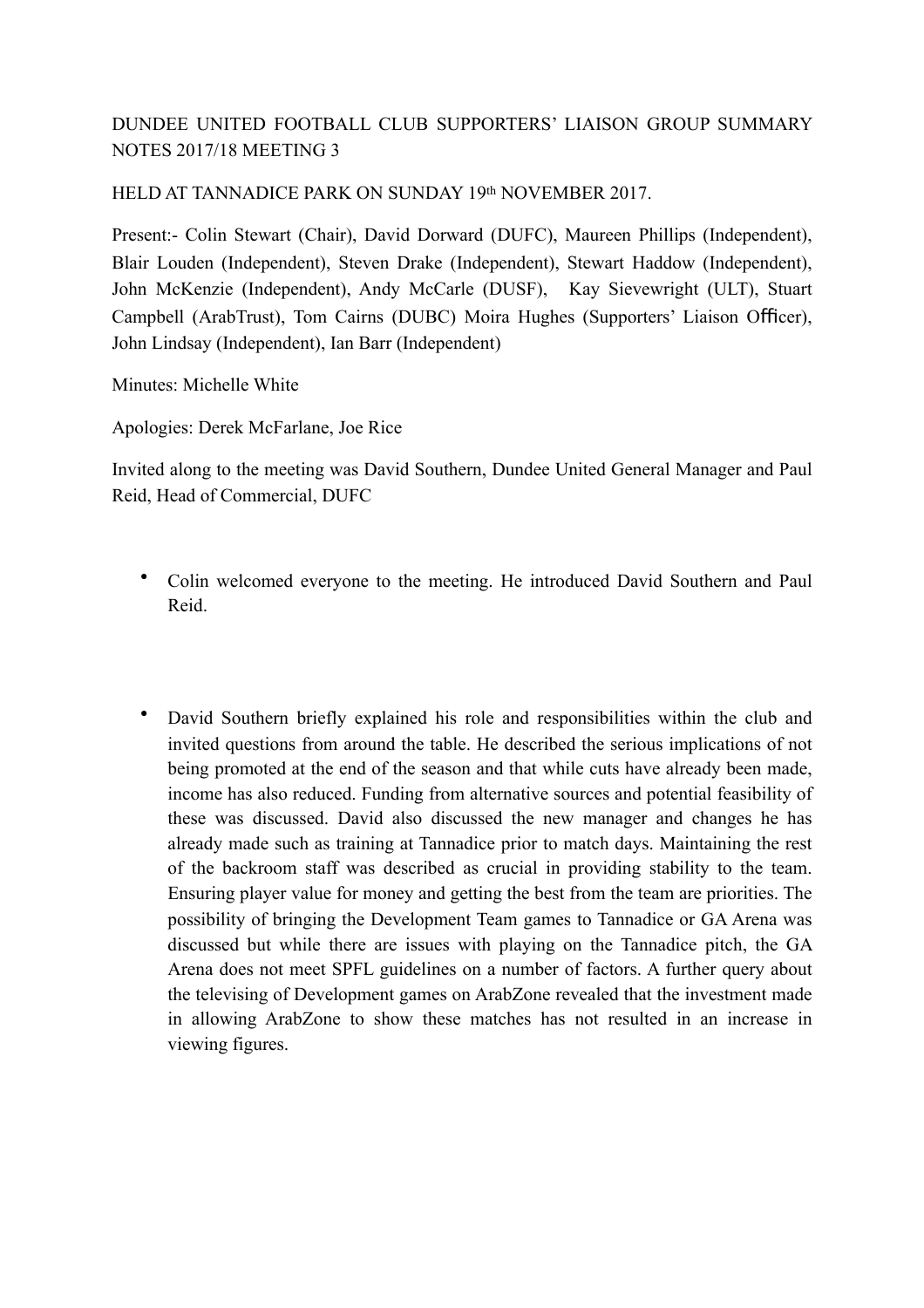DUNDEE UNITED FOOTBALL CLUB SUPPORTERS' LIAISON GROUP SUMMARY NOTES 2017/18 MEETING 3

HELD AT TANNADICE PARK ON SUNDAY 19th NOVEMBER 2017.

Present:- Colin Stewart (Chair), David Dorward (DUFC), Maureen Phillips (Independent), Blair Louden (Independent), Steven Drake (Independent), Stewart Haddow (Independent), John McKenzie (Independent), Andy McCarle (DUSF), Kay Sievewright (ULT), Stuart Campbell (ArabTrust), Tom Cairns (DUBC) Moira Hughes (Supporters' Liaison Officer), John Lindsay (Independent), Ian Barr (Independent)

Minutes: Michelle White

Apologies: Derek McFarlane, Joe Rice

Invited along to the meeting was David Southern, Dundee United General Manager and Paul Reid, Head of Commercial, DUFC

- Colin welcomed everyone to the meeting. He introduced David Southern and Paul Reid.

- David Southern briefly explained his role and responsibilities within the club and invited questions from around the table. He described the serious implications of not being promoted at the end of the season and that while cuts have already been made, income has also reduced. Funding from alternative sources and potential feasibility of these was discussed. David also discussed the new manager and changes he has already made such as training at Tannadice prior to match days. Maintaining the rest of the backroom staff was described as crucial in providing stability to the team. Ensuring player value for money and getting the best from the team are priorities. The possibility of bringing the Development Team games to Tannadice or GA Arena was discussed but while there are issues with playing on the Tannadice pitch, the GA Arena does not meet SPFL guidelines on a number of factors. A further query about the televising of Development games on ArabZone revealed that the investment made in allowing ArabZone to show these matches has not resulted in an increase in viewing figures.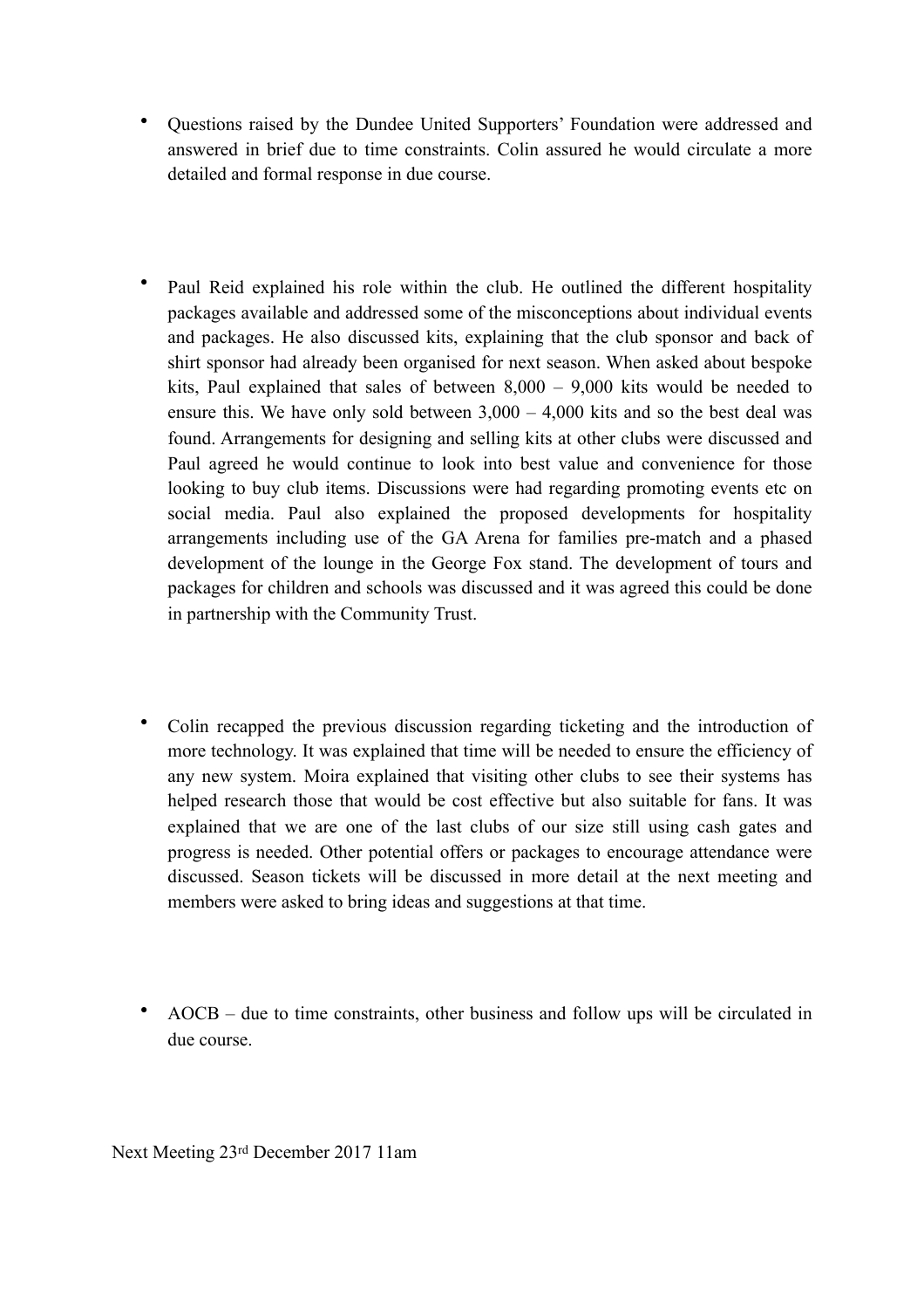- Questions raised by the Dundee United Supporters' Foundation were addressed and answered in brief due to time constraints. Colin assured he would circulate a more detailed and formal response in due course.

- Paul Reid explained his role within the club. He outlined the different hospitality packages available and addressed some of the misconceptions about individual events and packages. He also discussed kits, explaining that the club sponsor and back of shirt sponsor had already been organised for next season. When asked about bespoke kits, Paul explained that sales of between 8,000 – 9,000 kits would be needed to ensure this. We have only sold between 3,000 – 4,000 kits and so the best deal was found. Arrangements for designing and selling kits at other clubs were discussed and Paul agreed he would continue to look into best value and convenience for those looking to buy club items. Discussions were had regarding promoting events etc on social media. Paul also explained the proposed developments for hospitality arrangements including use of the GA Arena for families pre-match and a phased development of the lounge in the George Fox stand. The development of tours and packages for children and schools was discussed and it was agreed this could be done in partnership with the Community Trust.

- Colin recapped the previous discussion regarding ticketing and the introduction of more technology. It was explained that time will be needed to ensure the efficiency of any new system. Moira explained that visiting other clubs to see their systems has helped research those that would be cost effective but also suitable for fans. It was explained that we are one of the last clubs of our size still using cash gates and progress is needed. Other potential offers or packages to encourage attendance were discussed. Season tickets will be discussed in more detail at the next meeting and members were asked to bring ideas and suggestions at that time.

- AOCB – due to time constraints, other business and follow ups will be circulated in due course.

Next Meeting 23rd December 2017 11am